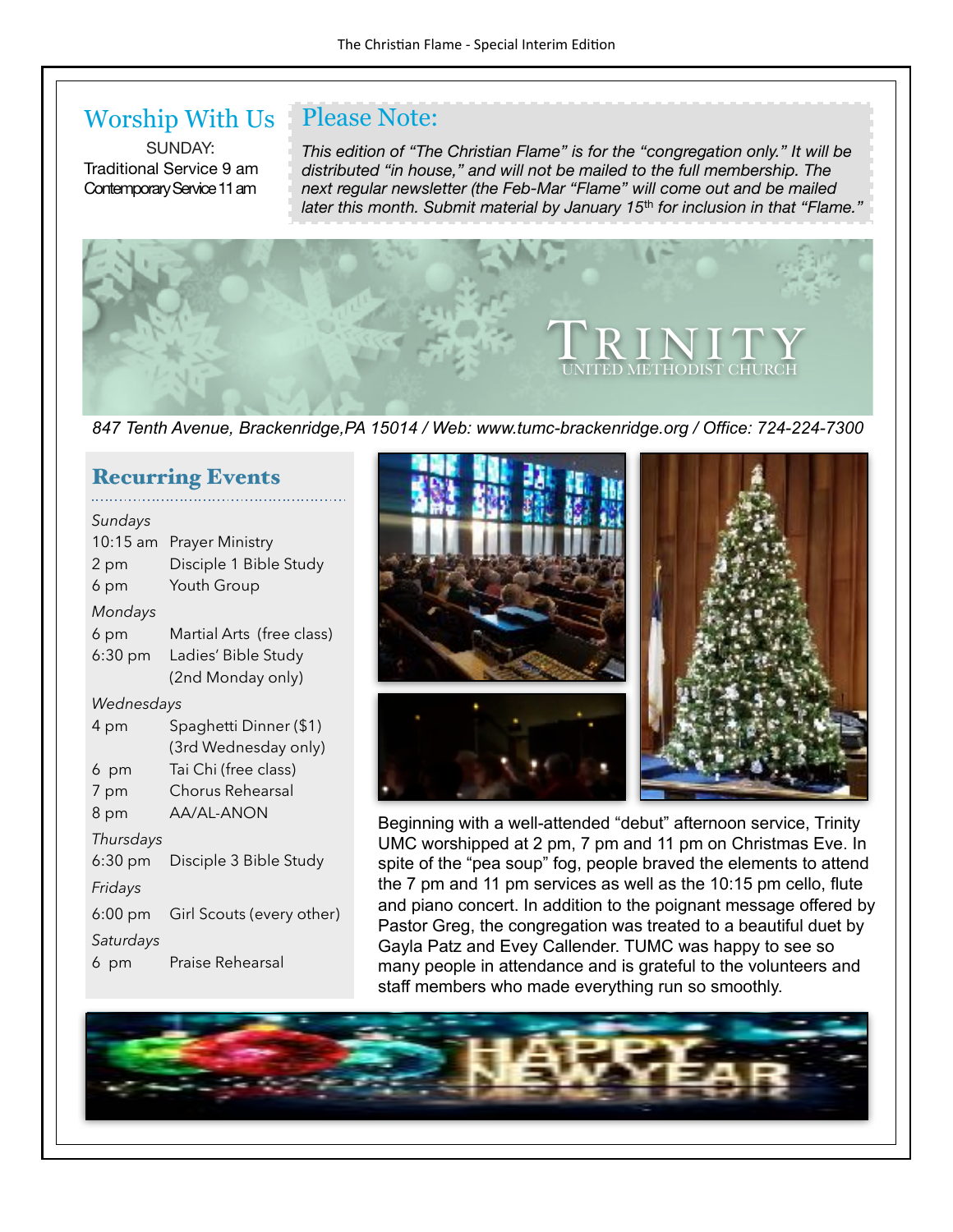## Worship With Us

SUNDAY:
Traditional Service 9 am
Contemporary Service 11 am

## Please Note:

*This edition of "The Christian Flame" is for the "congregation only." It will be distributed "in house," and will not be mailed to the full membership. The next regular newsletter (the Feb-Mar "Flame" will come out and be mailed later this month. Submit material by January 15th for inclusion in that "Flame."*

# TRINITY
UNITED METHODIST CHURCH

*847 Tenth Avenue, Brackenridge,PA 15014 / Web: www.tumc-brackenridge.org / Office: 724-224-7300*

## Recurring Events

*Sundays*

| | |
|---|---|
| 10:15 am | Prayer Ministry |
| 2 pm | Disciple 1 Bible Study |
| 6 pm | Youth Group |

*Mondays*

| | |
|---|---|
| 6 pm | Martial Arts (free class) |
| 6:30 pm | Ladies' Bible Study (2nd Monday only) |

*Wednesdays*

| | |
|---|---|
| 4 pm | Spaghetti Dinner ($1) (3rd Wednesday only) |
| 6 pm | Tai Chi (free class) |
| 7 pm | Chorus Rehearsal |
| 8 pm | AA/AL-ANON |

*Thursdays*

| | |
|---|---|
| 6:30 pm | Disciple 3 Bible Study |

*Fridays*

| | |
|---|---|
| 6:00 pm | Girl Scouts (every other) |

*Saturdays*

| | |
|---|---|
| 6 pm | Praise Rehearsal |

Beginning with a well-attended "debut" afternoon service, Trinity UMC worshipped at 2 pm, 7 pm and 11 pm on Christmas Eve. In spite of the "pea soup" fog, people braved the elements to attend the 7 pm and 11 pm services as well as the 10:15 pm cello, flute and piano concert. In addition to the poignant message offered by Pastor Greg, the congregation was treated to a beautiful duet by Gayla Patz and Evey Callender. TUMC was happy to see so many people in attendance and is grateful to the volunteers and staff members who made everything run so smoothly.

HAPPY NEW YEAR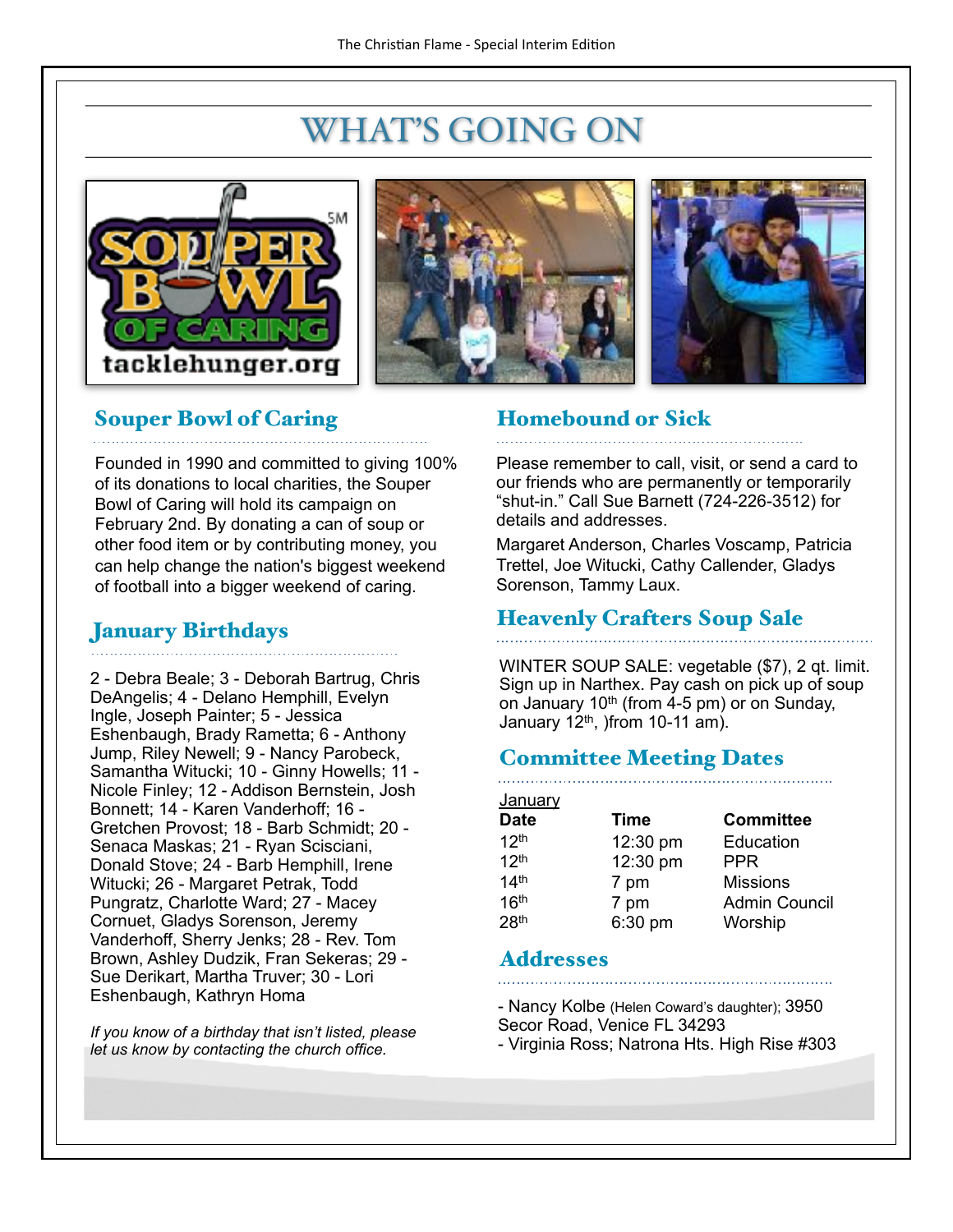# WHAT'S GOING ON

## Souper Bowl of Caring

Founded in 1990 and committed to giving 100% of its donations to local charities, the Souper Bowl of Caring will hold its campaign on February 2nd. By donating a can of soup or other food item or by contributing money, you can help change the nation's biggest weekend of football into a bigger weekend of caring.

## January Birthdays

2 - Debra Beale; 3 - Deborah Bartrug, Chris DeAngelis; 4 - Delano Hemphill, Evelyn Ingle, Joseph Painter; 5 - Jessica Eshenbaugh, Brady Rametta; 6 - Anthony Jump, Riley Newell; 9 - Nancy Parobeck, Samantha Witucki; 10 - Ginny Howells; 11 - Nicole Finley; 12 - Addison Bernstein, Josh Bonnett; 14 - Karen Vanderhoff; 16 - Gretchen Provost; 18 - Barb Schmidt; 20 - Senaca Maskas; 21 - Ryan Scisciani, Donald Stove; 24 - Barb Hemphill, Irene Witucki; 26 - Margaret Petrak, Todd Pungratz, Charlotte Ward; 27 - Macey Cornuet, Gladys Sorenson, Jeremy Vanderhoff, Sherry Jenks; 28 - Rev. Tom Brown, Ashley Dudzik, Fran Sekeras; 29 - Sue Derikart, Martha Truver; 30 - Lori Eshenbaugh, Kathryn Homa

*If you know of a birthday that isn't listed, please let us know by contacting the church office.*

## Homebound or Sick

Please remember to call, visit, or send a card to our friends who are permanently or temporarily "shut-in." Call Sue Barnett (724-226-3512) for details and addresses.

Margaret Anderson, Charles Voscamp, Patricia Trettel, Joe Witucki, Cathy Callender, Gladys Sorenson, Tammy Laux.

## Heavenly Crafters Soup Sale

WINTER SOUP SALE: vegetable ($7), 2 qt. limit. Sign up in Narthex. Pay cash on pick up of soup on January 10th (from 4-5 pm) or on Sunday, January 12th, )from 10-11 am).

## Committee Meeting Dates

January

| Date | Time | Committee |
|---|---|---|
| 12th | 12:30 pm | Education |
| 12th | 12:30 pm | PPR |
| 14th | 7 pm | Missions |
| 16th | 7 pm | Admin Council |
| 28th | 6:30 pm | Worship |

## Addresses

- Nancy Kolbe (Helen Coward's daughter); 3950 Secor Road, Venice FL 34293
- Virginia Ross; Natrona Hts. High Rise #303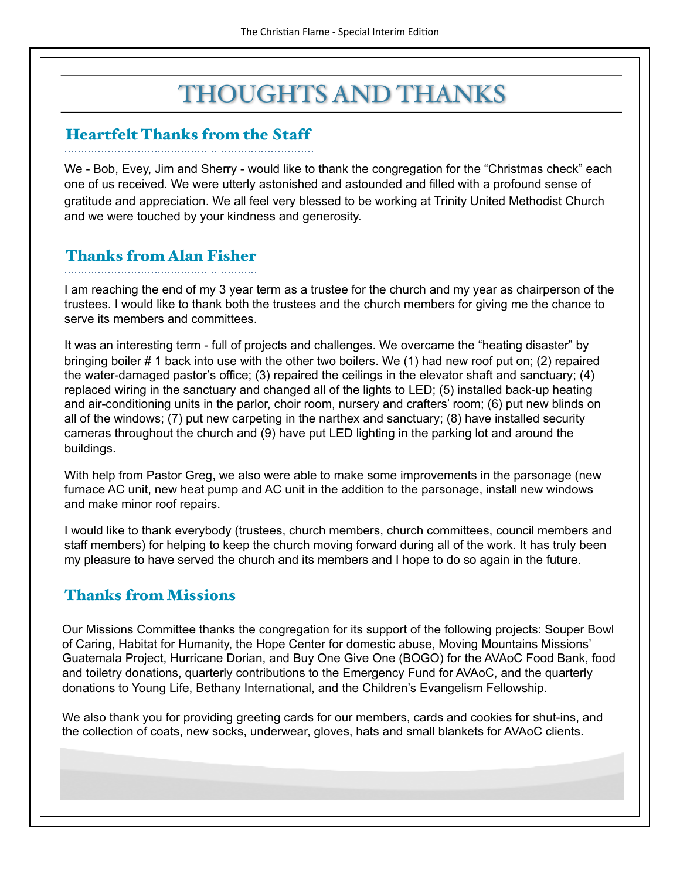# THOUGHTS AND THANKS

## Heartfelt Thanks from the Staff

We - Bob, Evey, Jim and Sherry - would like to thank the congregation for the "Christmas check" each one of us received. We were utterly astonished and astounded and filled with a profound sense of gratitude and appreciation. We all feel very blessed to be working at Trinity United Methodist Church and we were touched by your kindness and generosity.

## Thanks from Alan Fisher

I am reaching the end of my 3 year term as a trustee for the church and my year as chairperson of the trustees. I would like to thank both the trustees and the church members for giving me the chance to serve its members and committees.

It was an interesting term - full of projects and challenges. We overcame the "heating disaster" by bringing boiler # 1 back into use with the other two boilers. We (1) had new roof put on; (2) repaired the water-damaged pastor's office; (3) repaired the ceilings in the elevator shaft and sanctuary; (4) replaced wiring in the sanctuary and changed all of the lights to LED; (5) installed back-up heating and air-conditioning units in the parlor, choir room, nursery and crafters' room; (6) put new blinds on all of the windows; (7) put new carpeting in the narthex and sanctuary; (8) have installed security cameras throughout the church and (9) have put LED lighting in the parking lot and around the buildings.

With help from Pastor Greg, we also were able to make some improvements in the parsonage (new furnace AC unit, new heat pump and AC unit in the addition to the parsonage, install new windows and make minor roof repairs.

I would like to thank everybody (trustees, church members, church committees, council members and staff members) for helping to keep the church moving forward during all of the work. It has truly been my pleasure to have served the church and its members and I hope to do so again in the future.

## Thanks from Missions

Our Missions Committee thanks the congregation for its support of the following projects: Souper Bowl of Caring, Habitat for Humanity, the Hope Center for domestic abuse, Moving Mountains Missions' Guatemala Project, Hurricane Dorian, and Buy One Give One (BOGO) for the AVAoC Food Bank, food and toiletry donations, quarterly contributions to the Emergency Fund for AVAoC, and the quarterly donations to Young Life, Bethany International, and the Children's Evangelism Fellowship.

We also thank you for providing greeting cards for our members, cards and cookies for shut-ins, and the collection of coats, new socks, underwear, gloves, hats and small blankets for AVAoC clients.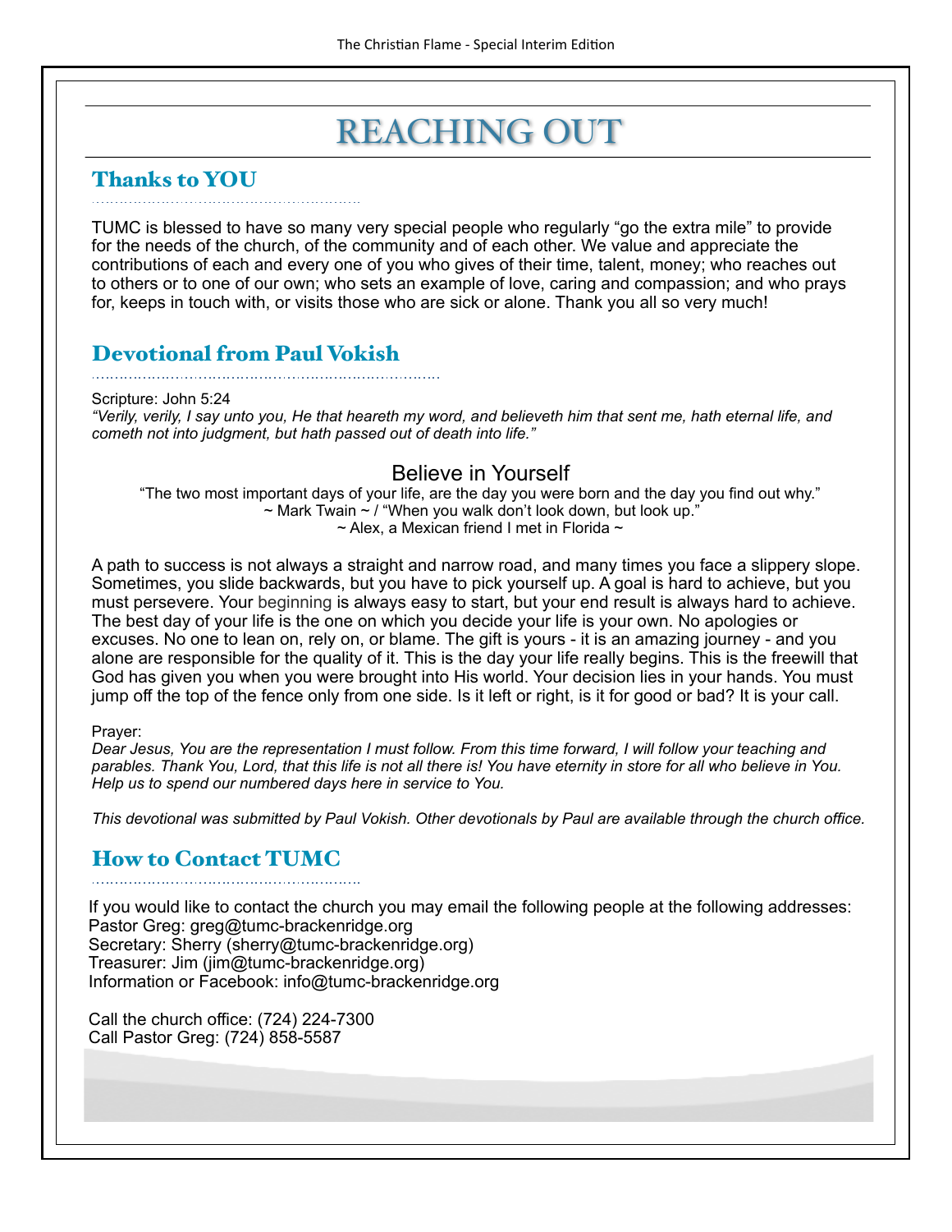# REACHING OUT

## Thanks to YOU

TUMC is blessed to have so many very special people who regularly "go the extra mile" to provide for the needs of the church, of the community and of each other. We value and appreciate the contributions of each and every one of you who gives of their time, talent, money; who reaches out to others or to one of our own; who sets an example of love, caring and compassion; and who prays for, keeps in touch with, or visits those who are sick or alone. Thank you all so very much!

## Devotional from Paul Vokish

Scripture: John 5:24
*"Verily, verily, I say unto you, He that heareth my word, and believeth him that sent me, hath eternal life, and cometh not into judgment, but hath passed out of death into life."*

### Believe in Yourself

"The two most important days of your life, are the day you were born and the day you find out why."
~ Mark Twain ~ / "When you walk don't look down, but look up."
~ Alex, a Mexican friend I met in Florida ~

A path to success is not always a straight and narrow road, and many times you face a slippery slope. Sometimes, you slide backwards, but you have to pick yourself up. A goal is hard to achieve, but you must persevere. Your beginning is always easy to start, but your end result is always hard to achieve. The best day of your life is the one on which you decide your life is your own. No apologies or excuses. No one to lean on, rely on, or blame. The gift is yours - it is an amazing journey - and you alone are responsible for the quality of it. This is the day your life really begins. This is the freewill that God has given you when you were brought into His world. Your decision lies in your hands. You must jump off the top of the fence only from one side. Is it left or right, is it for good or bad? It is your call.

Prayer:
*Dear Jesus, You are the representation I must follow. From this time forward, I will follow your teaching and parables. Thank You, Lord, that this life is not all there is! You have eternity in store for all who believe in You. Help us to spend our numbered days here in service to You.*

*This devotional was submitted by Paul Vokish. Other devotionals by Paul are available through the church office.*

## How to Contact TUMC

If you would like to contact the church you may email the following people at the following addresses:
Pastor Greg: greg@tumc-brackenridge.org
Secretary: Sherry (sherry@tumc-brackenridge.org)
Treasurer: Jim (jim@tumc-brackenridge.org)
Information or Facebook: info@tumc-brackenridge.org

Call the church office: (724) 224-7300
Call Pastor Greg: (724) 858-5587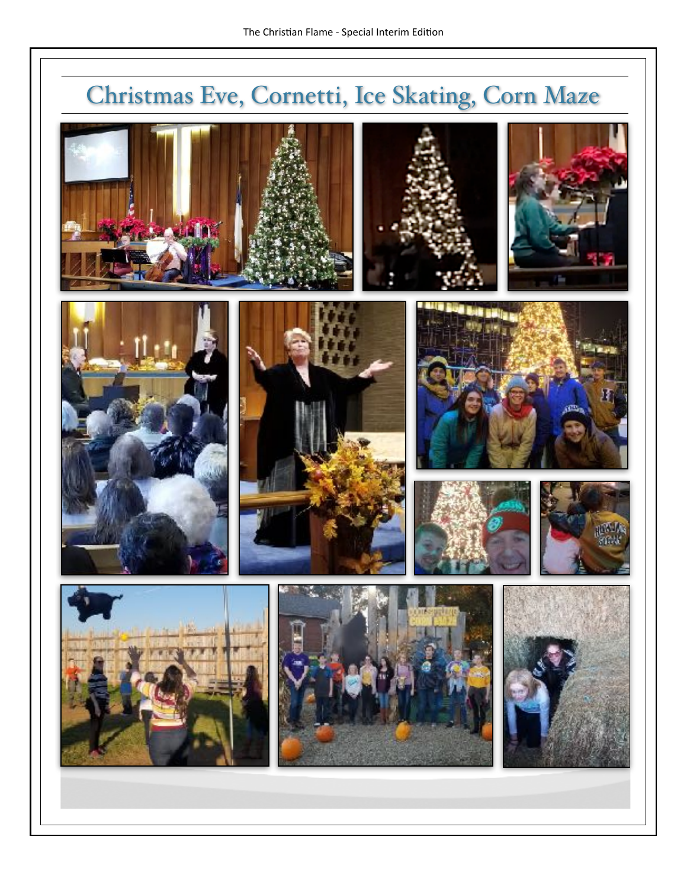# Christmas Eve, Cornetti, Ice Skating, Corn Maze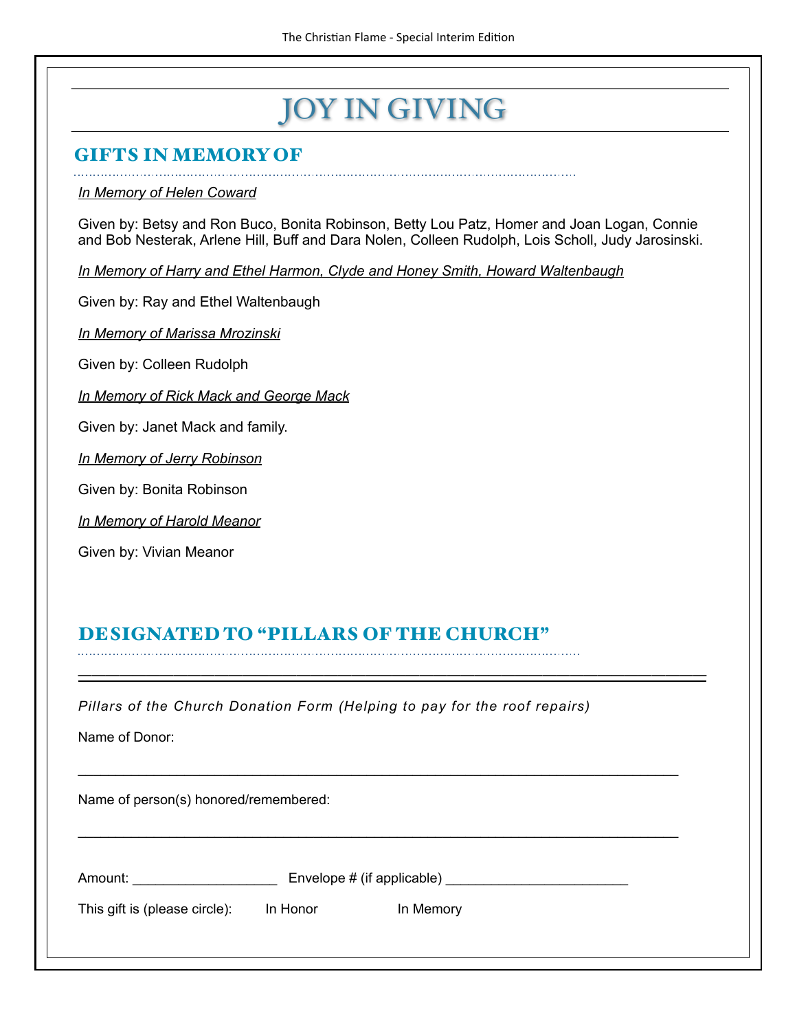# JOY IN GIVING

## GIFTS IN MEMORY OF

*In Memory of Helen Coward*

Given by: Betsy and Ron Buco, Bonita Robinson, Betty Lou Patz, Homer and Joan Logan, Connie and Bob Nesterak, Arlene Hill, Buff and Dara Nolen, Colleen Rudolph, Lois Scholl, Judy Jarosinski.

*In Memory of Harry and Ethel Harmon, Clyde and Honey Smith, Howard Waltenbaugh*

Given by: Ray and Ethel Waltenbaugh

*In Memory of Marissa Mrozinski*

Given by: Colleen Rudolph

*In Memory of Rick Mack and George Mack*

Given by: Janet Mack and family.

*In Memory of Jerry Robinson*

Given by: Bonita Robinson

*In Memory of Harold Meanor*

Given by: Vivian Meanor

## DESIGNATED TO "PILLARS OF THE CHURCH"

---

*Pillars of the Church Donation Form (Helping to pay for the roof repairs)*

Name of Donor:

____________________________________________________________________________

Name of person(s) honored/remembered:

____________________________________________________________________________

Amount: ___________________ Envelope # (if applicable) ________________________

This gift is (please circle): In Honor In Memory